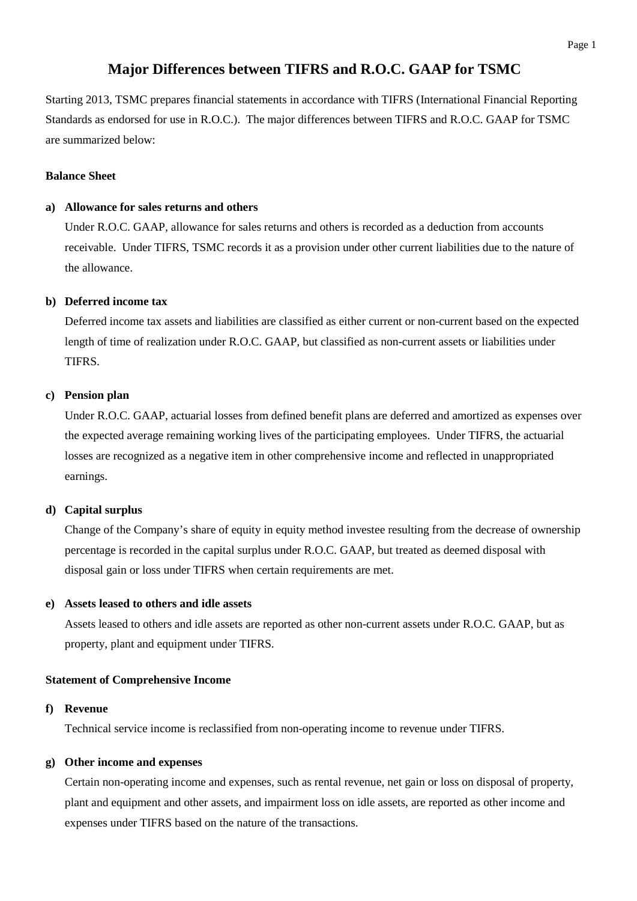# Major Differences between TIFRS and R.O.C. GAAP for TSMC

Starting 2013, TSMC prepares financial statements in accordance with TIFRS (International Financial Reporting Standards as endorsed for use in R.O.C.). The major differences between TIFRS and R.O.C. GAAP for TSMC are summarized below:

**Balance Sheet**

**a) Allowance for sales returns and others**

Under R.O.C. GAAP, allowance for sales returns and others is recorded as a deduction from accounts receivable. Under TIFRS, TSMC records it as a provision under other current liabilities due to the nature of the allowance.

**b) Deferred income tax**

Deferred income tax assets and liabilities are classified as either current or non-current based on the expected length of time of realization under R.O.C. GAAP, but classified as non-current assets or liabilities under TIFRS.

**c) Pension plan**

Under R.O.C. GAAP, actuarial losses from defined benefit plans are deferred and amortized as expenses over the expected average remaining working lives of the participating employees. Under TIFRS, the actuarial losses are recognized as a negative item in other comprehensive income and reflected in unappropriated earnings.

**d) Capital surplus**

Change of the Company's share of equity in equity method investee resulting from the decrease of ownership percentage is recorded in the capital surplus under R.O.C. GAAP, but treated as deemed disposal with disposal gain or loss under TIFRS when certain requirements are met.

**e) Assets leased to others and idle assets**

Assets leased to others and idle assets are reported as other non-current assets under R.O.C. GAAP, but as property, plant and equipment under TIFRS.

**Statement of Comprehensive Income**

**f) Revenue**

Technical service income is reclassified from non-operating income to revenue under TIFRS.

**g) Other income and expenses**

Certain non-operating income and expenses, such as rental revenue, net gain or loss on disposal of property, plant and equipment and other assets, and impairment loss on idle assets, are reported as other income and expenses under TIFRS based on the nature of the transactions.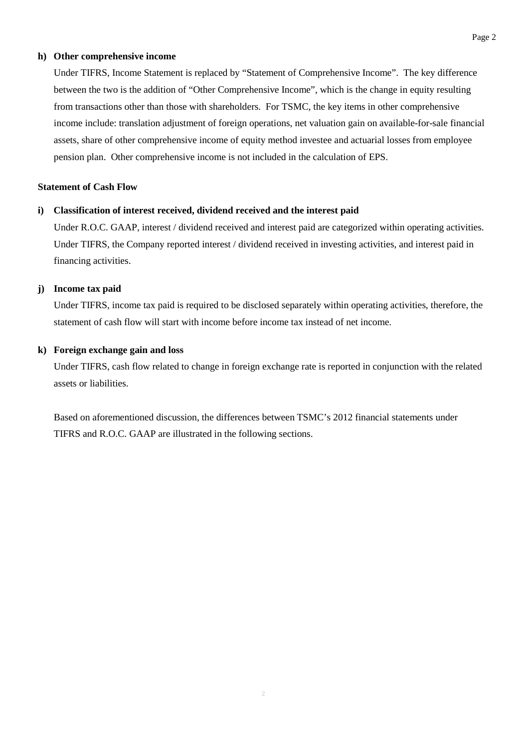**h) Other comprehensive income**

Under TIFRS, Income Statement is replaced by "Statement of Comprehensive Income". The key difference between the two is the addition of "Other Comprehensive Income", which is the change in equity resulting from transactions other than those with shareholders. For TSMC, the key items in other comprehensive income include: translation adjustment of foreign operations, net valuation gain on available-for-sale financial assets, share of other comprehensive income of equity method investee and actuarial losses from employee pension plan. Other comprehensive income is not included in the calculation of EPS.

**Statement of Cash Flow**

**i) Classification of interest received, dividend received and the interest paid**

Under R.O.C. GAAP, interest / dividend received and interest paid are categorized within operating activities. Under TIFRS, the Company reported interest / dividend received in investing activities, and interest paid in financing activities.

**j) Income tax paid**

Under TIFRS, income tax paid is required to be disclosed separately within operating activities, therefore, the statement of cash flow will start with income before income tax instead of net income.

**k) Foreign exchange gain and loss**

Under TIFRS, cash flow related to change in foreign exchange rate is reported in conjunction with the related assets or liabilities.

Based on aforementioned discussion, the differences between TSMC's 2012 financial statements under TIFRS and R.O.C. GAAP are illustrated in the following sections.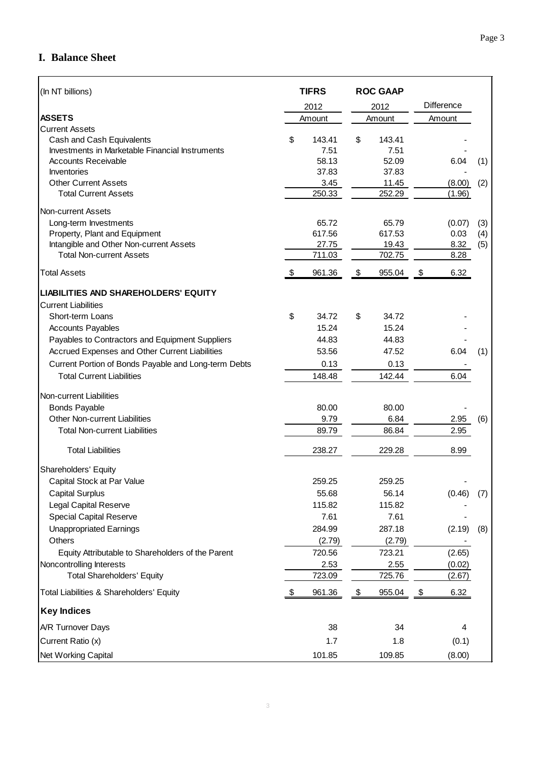## I. Balance Sheet

| (In NT billions) | TIFRS 2012 Amount | ROC GAAP 2012 Amount | Difference Amount | |
|---|---|---|---|---|
| **ASSETS** | | | | |
| Current Assets | | | | |
| Cash and Cash Equivalents | $ 143.41 | $ 143.41 | - | |
| Investments in Marketable Financial Instruments | 7.51 | 7.51 | - | |
| Accounts Receivable | 58.13 | 52.09 | 6.04 | (1) |
| Inventories | 37.83 | 37.83 | - | |
| Other Current Assets | 3.45 | 11.45 | (8.00) | (2) |
| Total Current Assets | 250.33 | 252.29 | (1.96) | |
| Non-current Assets | | | | |
| Long-term Investments | 65.72 | 65.79 | (0.07) | (3) |
| Property, Plant and Equipment | 617.56 | 617.53 | 0.03 | (4) |
| Intangible and Other Non-current Assets | 27.75 | 19.43 | 8.32 | (5) |
| Total Non-current Assets | 711.03 | 702.75 | 8.28 | |
| Total Assets | $ 961.36 | $ 955.04 | $ 6.32 | |
| **LIABILITIES AND SHAREHOLDERS' EQUITY** | | | | |
| Current Liabilities | | | | |
| Short-term Loans | $ 34.72 | $ 34.72 | - | |
| Accounts Payables | 15.24 | 15.24 | - | |
| Payables to Contractors and Equipment Suppliers | 44.83 | 44.83 | - | |
| Accrued Expenses and Other Current Liabilities | 53.56 | 47.52 | 6.04 | (1) |
| Current Portion of Bonds Payable and Long-term Debts | 0.13 | 0.13 | - | |
| Total Current Liabilities | 148.48 | 142.44 | 6.04 | |
| Non-current Liabilities | | | | |
| Bonds Payable | 80.00 | 80.00 | - | |
| Other Non-current Liabilities | 9.79 | 6.84 | 2.95 | (6) |
| Total Non-current Liabilities | 89.79 | 86.84 | 2.95 | |
| Total Liabilities | 238.27 | 229.28 | 8.99 | |
| Shareholders' Equity | | | | |
| Capital Stock at Par Value | 259.25 | 259.25 | - | |
| Capital Surplus | 55.68 | 56.14 | (0.46) | (7) |
| Legal Capital Reserve | 115.82 | 115.82 | - | |
| Special Capital Reserve | 7.61 | 7.61 | - | |
| Unappropriated Earnings | 284.99 | 287.18 | (2.19) | (8) |
| Others | (2.79) | (2.79) | - | |
| Equity Attributable to Shareholders of the Parent | 720.56 | 723.21 | (2.65) | |
| Noncontrolling Interests | 2.53 | 2.55 | (0.02) | |
| Total Shareholders' Equity | 723.09 | 725.76 | (2.67) | |
| Total Liabilities & Shareholders' Equity | $ 961.36 | $ 955.04 | $ 6.32 | |
| **Key Indices** | | | | |
| A/R Turnover Days | 38 | 34 | 4 | |
| Current Ratio (x) | 1.7 | 1.8 | (0.1) | |
| Net Working Capital | 101.85 | 109.85 | (8.00) | |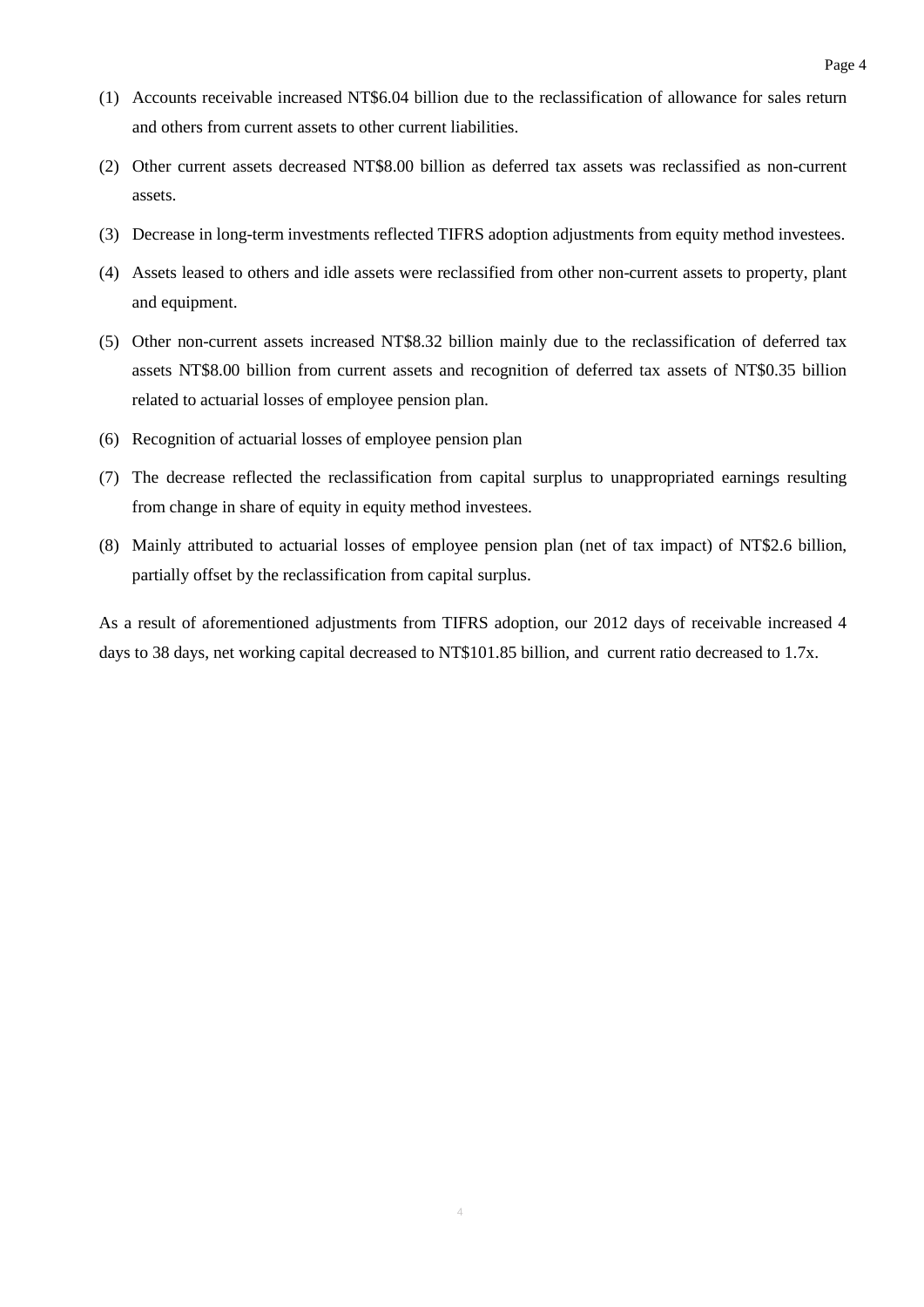(1) Accounts receivable increased NT$6.04 billion due to the reclassification of allowance for sales return and others from current assets to other current liabilities.

(2) Other current assets decreased NT$8.00 billion as deferred tax assets was reclassified as non-current assets.

(3) Decrease in long-term investments reflected TIFRS adoption adjustments from equity method investees.

(4) Assets leased to others and idle assets were reclassified from other non-current assets to property, plant and equipment.

(5) Other non-current assets increased NT$8.32 billion mainly due to the reclassification of deferred tax assets NT$8.00 billion from current assets and recognition of deferred tax assets of NT$0.35 billion related to actuarial losses of employee pension plan.

(6) Recognition of actuarial losses of employee pension plan

(7) The decrease reflected the reclassification from capital surplus to unappropriated earnings resulting from change in share of equity in equity method investees.

(8) Mainly attributed to actuarial losses of employee pension plan (net of tax impact) of NT$2.6 billion, partially offset by the reclassification from capital surplus.

As a result of aforementioned adjustments from TIFRS adoption, our 2012 days of receivable increased 4 days to 38 days, net working capital decreased to NT$101.85 billion, and current ratio decreased to 1.7x.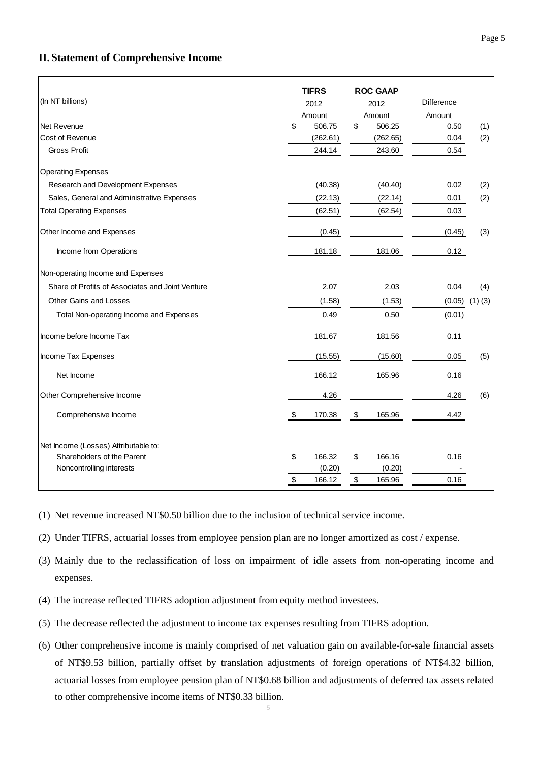## II. Statement of Comprehensive Income

| (In NT billions) | TIFRS 2012 Amount | ROC GAAP 2012 Amount | Difference Amount | |
|---|---|---|---|---|
| Net Revenue | $ 506.75 | $ 506.25 | 0.50 | (1) |
| Cost of Revenue | (262.61) | (262.65) | 0.04 | (2) |
| Gross Profit | 244.14 | 243.60 | 0.54 | |
| Operating Expenses | | | | |
| Research and Development Expenses | (40.38) | (40.40) | 0.02 | (2) |
| Sales, General and Administrative Expenses | (22.13) | (22.14) | 0.01 | (2) |
| Total Operating Expenses | (62.51) | (62.54) | 0.03 | |
| Other Income and Expenses | (0.45) | | (0.45) | (3) |
| Income from Operations | 181.18 | 181.06 | 0.12 | |
| Non-operating Income and Expenses | | | | |
| Share of Profits of Associates and Joint Venture | 2.07 | 2.03 | 0.04 | (4) |
| Other Gains and Losses | (1.58) | (1.53) | (0.05) | (1) (3) |
| Total Non-operating Income and Expenses | 0.49 | 0.50 | (0.01) | |
| Income before Income Tax | 181.67 | 181.56 | 0.11 | |
| Income Tax Expenses | (15.55) | (15.60) | 0.05 | (5) |
| Net Income | 166.12 | 165.96 | 0.16 | |
| Other Comprehensive Income | 4.26 | | 4.26 | (6) |
| Comprehensive Income | $ 170.38 | $ 165.96 | 4.42 | |
| Net Income (Losses) Attributable to: | | | | |
| Shareholders of the Parent | $ 166.32 | $ 166.16 | 0.16 | |
| Noncontrolling interests | (0.20) | (0.20) | - | |
| | $ 166.12 | $ 165.96 | 0.16 | |

(1) Net revenue increased NT$0.50 billion due to the inclusion of technical service income.

(2) Under TIFRS, actuarial losses from employee pension plan are no longer amortized as cost / expense.

(3) Mainly due to the reclassification of loss on impairment of idle assets from non-operating income and expenses.

(4) The increase reflected TIFRS adoption adjustment from equity method investees.

(5) The decrease reflected the adjustment to income tax expenses resulting from TIFRS adoption.

(6) Other comprehensive income is mainly comprised of net valuation gain on available-for-sale financial assets of NT$9.53 billion, partially offset by translation adjustments of foreign operations of NT$4.32 billion, actuarial losses from employee pension plan of NT$0.68 billion and adjustments of deferred tax assets related to other comprehensive income items of NT$0.33 billion.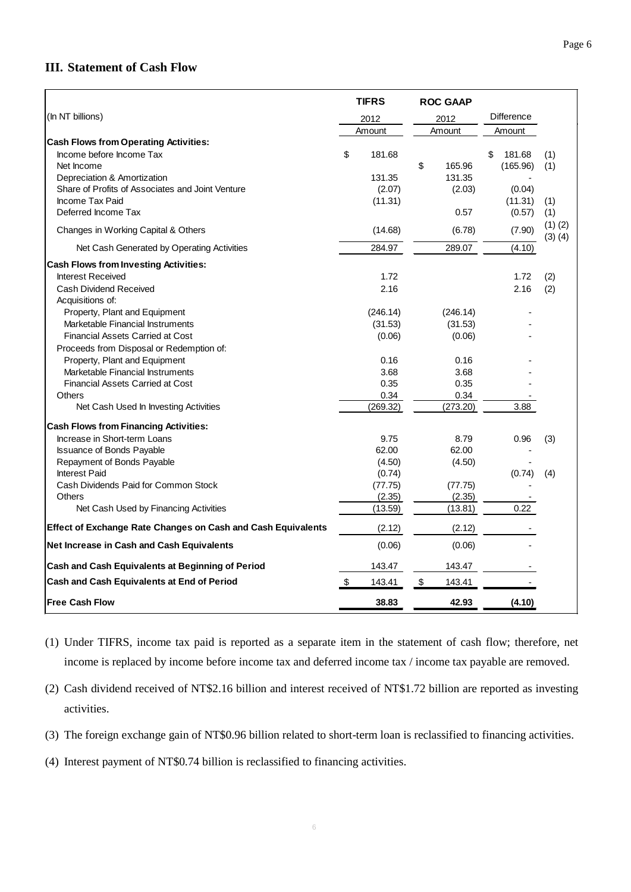## III. Statement of Cash Flow

| (In NT billions) | TIFRS 2012 Amount | ROC GAAP 2012 Amount | Difference Amount | |
|---|---|---|---|---|
| **Cash Flows from Operating Activities:** | | | | |
| Income before Income Tax | $ 181.68 | | $ 181.68 | (1) |
| Net Income | | $ 165.96 | (165.96) | (1) |
| Depreciation & Amortization | 131.35 | 131.35 | - | |
| Share of Profits of Associates and Joint Venture | (2.07) | (2.03) | (0.04) | |
| Income Tax Paid | (11.31) | | (11.31) | (1) |
| Deferred Income Tax | | 0.57 | (0.57) | (1) |
| Changes in Working Capital & Others | (14.68) | (6.78) | (7.90) | (1) (2) (3) (4) |
| Net Cash Generated by Operating Activities | 284.97 | 289.07 | (4.10) | |
| **Cash Flows from Investing Activities:** | | | | |
| Interest Received | 1.72 | | 1.72 | (2) |
| Cash Dividend Received | 2.16 | | 2.16 | (2) |
| Acquisitions of: | | | | |
| Property, Plant and Equipment | (246.14) | (246.14) | - | |
| Marketable Financial Instruments | (31.53) | (31.53) | - | |
| Financial Assets Carried at Cost | (0.06) | (0.06) | - | |
| Proceeds from Disposal or Redemption of: | | | | |
| Property, Plant and Equipment | 0.16 | 0.16 | - | |
| Marketable Financial Instruments | 3.68 | 3.68 | - | |
| Financial Assets Carried at Cost | 0.35 | 0.35 | - | |
| Others | 0.34 | 0.34 | - | |
| Net Cash Used In Investing Activities | (269.32) | (273.20) | 3.88 | |
| **Cash Flows from Financing Activities:** | | | | |
| Increase in Short-term Loans | 9.75 | 8.79 | 0.96 | (3) |
| Issuance of Bonds Payable | 62.00 | 62.00 | - | |
| Repayment of Bonds Payable | (4.50) | (4.50) | - | |
| Interest Paid | (0.74) | | (0.74) | (4) |
| Cash Dividends Paid for Common Stock | (77.75) | (77.75) | - | |
| Others | (2.35) | (2.35) | - | |
| Net Cash Used by Financing Activities | (13.59) | (13.81) | 0.22 | |
| **Effect of Exchange Rate Changes on Cash and Cash Equivalents** | (2.12) | (2.12) | - | |
| **Net Increase in Cash and Cash Equivalents** | (0.06) | (0.06) | - | |
| **Cash and Cash Equivalents at Beginning of Period** | 143.47 | 143.47 | - | |
| **Cash and Cash Equivalents at End of Period** | $ 143.41 | $ 143.41 | - | |
| **Free Cash Flow** | **38.83** | **42.93** | **(4.10)** | |

(1) Under TIFRS, income tax paid is reported as a separate item in the statement of cash flow; therefore, net income is replaced by income before income tax and deferred income tax / income tax payable are removed.

(2) Cash dividend received of NT$2.16 billion and interest received of NT$1.72 billion are reported as investing activities.

(3) The foreign exchange gain of NT$0.96 billion related to short-term loan is reclassified to financing activities.

(4) Interest payment of NT$0.74 billion is reclassified to financing activities.